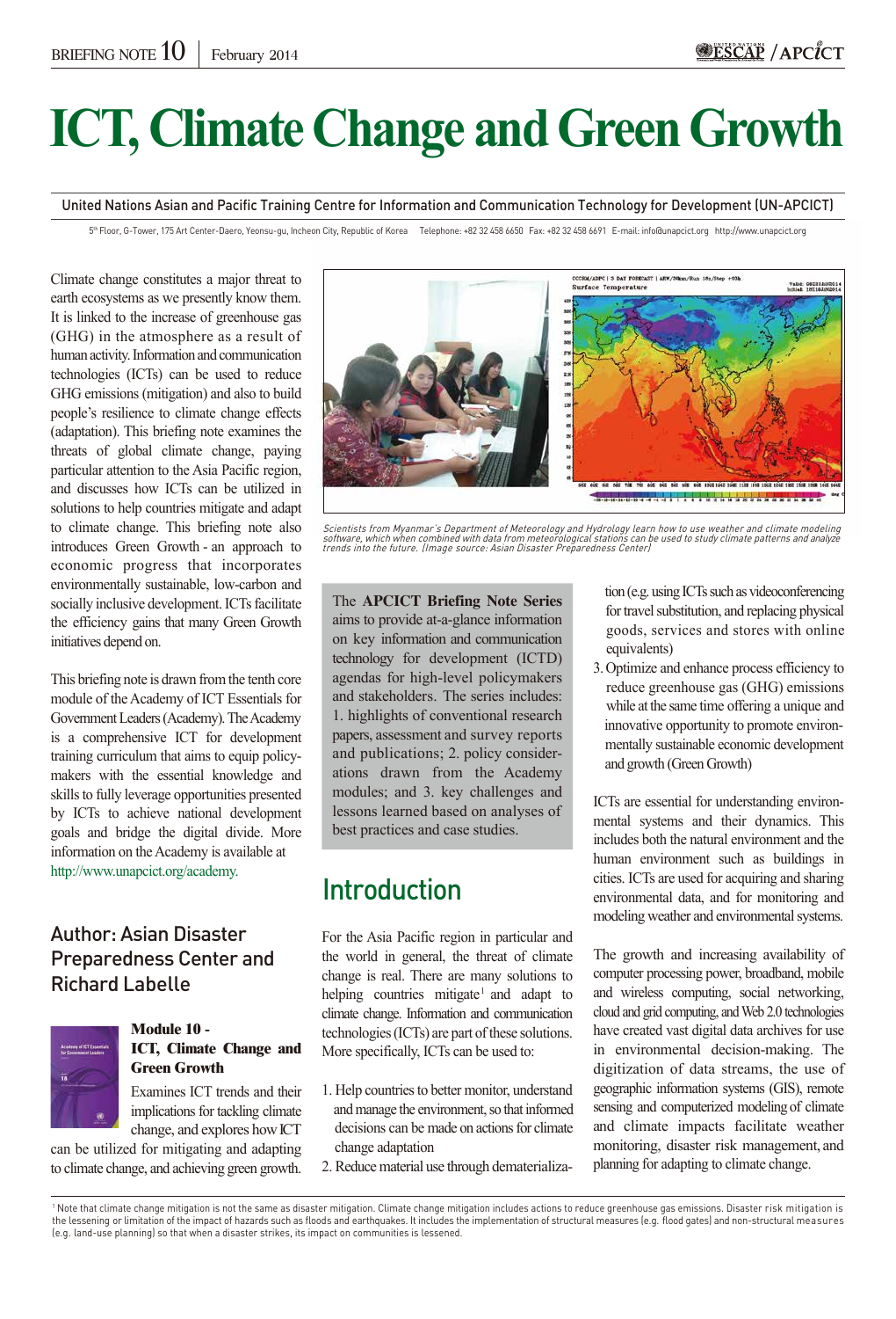# ICT, Climate Change and Green Growth

United Nations Asian and Pacific Training Centre for Information and Communication Technology for Development (UN-APCICT)

5th Floor, G-Tower, 175 Art Center-Daero, Yeonsu-gu, Incheon City, Republic of Korea Telephone: +82 32 458 6650 Fax: +82 32 458 6691 E-mail: info@unapcict.org http://www.unapcict.org

Climate change constitutes a major threat to earth ecosystems as we presently know them. It is linked to the increase of greenhouse gas (GHG) in the atmosphere as a result of human activity. Information and communication technologies (ICTs) can be used to reduce GHG emissions (mitigation) and also to build people's resilience to climate change effects (adaptation). This briefing note examines the threats of global climate change, paying particular attention to the Asia Pacific region, and discusses how ICTs can be utilized in solutions to help countries mitigate and adapt to climate change. This briefing note also introduces Green Growth - an approach to economic progress that incorporates environmentally sustainable, low-carbon and socially inclusive development. ICTs facilitate the efficiency gains that many Green Growth initiatives depend on.

This briefing note is drawn from the tenth core module of the Academy of ICT Essentials for Government Leaders (Academy). The Academy is a comprehensive ICT for development training curriculum that aims to equip policy-makers with the essential knowledge and skills to fully leverage opportunities presented by ICTs to achieve national development goals and bridge the digital divide. More information on the Academy is available at http://www.unapcict.org/academy.

## Author: Asian Disaster Preparedness Center and Richard Labelle

**Module 10 - ICT, Climate Change and Green Growth**

Examines ICT trends and their implications for tackling climate change, and explores how ICT can be utilized for mitigating and adapting to climate change, and achieving green growth.

*Scientists from Myanmar's Department of Meteorology and Hydrology learn how to use weather and climate modeling software, which when combined with data from meteorological stations can be used to study climate patterns and analyze trends into the future. (Image source: Asian Disaster Preparedness Center)*

The **APCICT Briefing Note Series** aims to provide at-a-glance information on key information and communication technology for development (ICTD) agendas for high-level policymakers and stakeholders. The series includes: 1. highlights of conventional research papers, assessment and survey reports and publications; 2. policy considerations drawn from the Academy modules; and 3. key challenges and lessons learned based on analyses of best practices and case studies.

## Introduction

For the Asia Pacific region in particular and the world in general, the threat of climate change is real. There are many solutions to helping countries mitigate[1] and adapt to climate change. Information and communication technologies (ICTs) are part of these solutions. More specifically, ICTs can be used to:

1. Help countries to better monitor, understand and manage the environment, so that informed decisions can be made on actions for climate change adaptation
2. Reduce material use through dematerialization (e.g. using ICTs such as videoconferencing for travel substitution, and replacing physical goods, services and stores with online equivalents)
3. Optimize and enhance process efficiency to reduce greenhouse gas (GHG) emissions while at the same time offering a unique and innovative opportunity to promote environmentally sustainable economic development and growth (Green Growth)

ICTs are essential for understanding environmental systems and their dynamics. This includes both the natural environment and the human environment such as buildings in cities. ICTs are used for acquiring and sharing environmental data, and for monitoring and modeling weather and environmental systems.

The growth and increasing availability of computer processing power, broadband, mobile and wireless computing, social networking, cloud and grid computing, and Web 2.0 technologies have created vast digital data archives for use in environmental decision-making. The digitization of data streams, the use of geographic information systems (GIS), remote sensing and computerized modeling of climate and climate impacts facilitate weather monitoring, disaster risk management, and planning for adapting to climate change.

[1] Note that climate change mitigation is not the same as disaster mitigation. Climate change mitigation includes actions to reduce greenhouse gas emissions. Disaster risk mitigation is the lessening or limitation of the impact of hazards such as floods and earthquakes. It includes the implementation of structural measures (e.g. flood gates) and non-structural measures (e.g. land-use planning) so that when a disaster strikes, its impact on communities is lessened.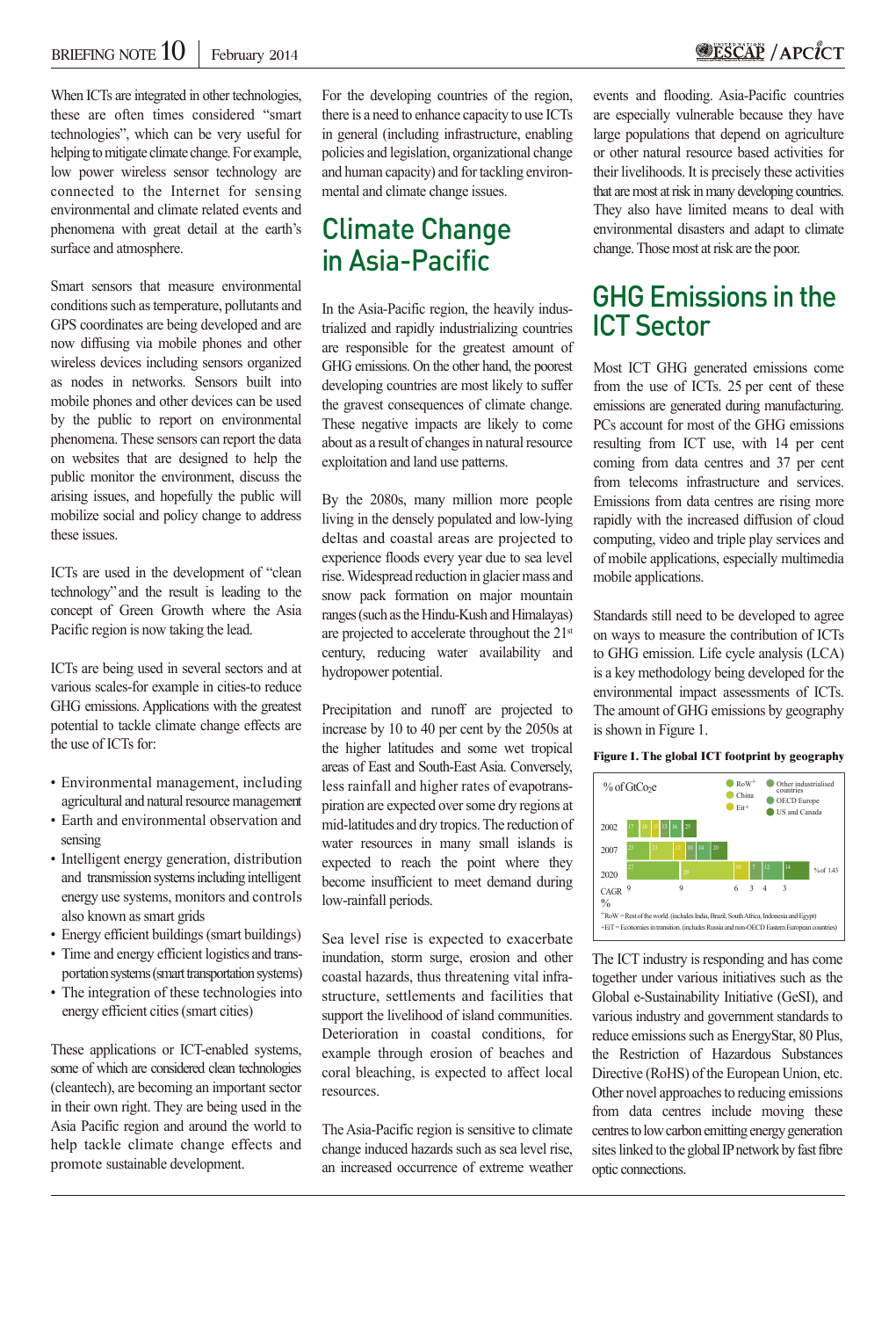When ICTs are integrated in other technologies, these are often times considered "smart technologies", which can be very useful for helping to mitigate climate change. For example, low power wireless sensor technology are connected to the Internet for sensing environmental and climate related events and phenomena with great detail at the earth's surface and atmosphere.

Smart sensors that measure environmental conditions such as temperature, pollutants and GPS coordinates are being developed and are now diffusing via mobile phones and other wireless devices including sensors organized as nodes in networks. Sensors built into mobile phones and other devices can be used by the public to report on environmental phenomena. These sensors can report the data on websites that are designed to help the public monitor the environment, discuss the arising issues, and hopefully the public will mobilize social and policy change to address these issues.

ICTs are used in the development of "clean technology" and the result is leading to the concept of Green Growth where the Asia Pacific region is now taking the lead.

ICTs are being used in several sectors and at various scales-for example in cities-to reduce GHG emissions. Applications with the greatest potential to tackle climate change effects are the use of ICTs for:

- Environmental management, including agricultural and natural resource management
- Earth and environmental observation and sensing
- Intelligent energy generation, distribution and transmission systems including intelligent energy use systems, monitors and controls also known as smart grids
- Energy efficient buildings (smart buildings)
- Time and energy efficient logistics and transportation systems (smart transportation systems)
- The integration of these technologies into energy efficient cities (smart cities)

These applications or ICT-enabled systems, some of which are considered clean technologies (cleantech), are becoming an important sector in their own right. They are being used in the Asia Pacific region and around the world to help tackle climate change effects and promote sustainable development.

For the developing countries of the region, there is a need to enhance capacity to use ICTs in general (including infrastructure, enabling policies and legislation, organizational change and human capacity) and for tackling environmental and climate change issues.

## Climate Change in Asia-Pacific

In the Asia-Pacific region, the heavily industrialized and rapidly industrializing countries are responsible for the greatest amount of GHG emissions. On the other hand, the poorest developing countries are most likely to suffer the gravest consequences of climate change. These negative impacts are likely to come about as a result of changes in natural resource exploitation and land use patterns.

By the 2080s, many million more people living in the densely populated and low-lying deltas and coastal areas are projected to experience floods every year due to sea level rise. Widespread reduction in glacier mass and snow pack formation on major mountain ranges (such as the Hindu-Kush and Himalayas) are projected to accelerate throughout the 21st century, reducing water availability and hydropower potential.

Precipitation and runoff are projected to increase by 10 to 40 per cent by the 2050s at the higher latitudes and some wet tropical areas of East and South-East Asia. Conversely, less rainfall and higher rates of evapotranspiration are expected over some dry regions at mid-latitudes and dry tropics. The reduction of water resources in many small islands is expected to reach the point where they become insufficient to meet demand during low-rainfall periods.

Sea level rise is expected to exacerbate inundation, storm surge, erosion and other coastal hazards, thus threatening vital infrastructure, settlements and facilities that support the livelihood of island communities. Deterioration in coastal conditions, for example through erosion of beaches and coral bleaching, is expected to affect local resources.

The Asia-Pacific region is sensitive to climate change induced hazards such as sea level rise, an increased occurrence of extreme weather events and flooding. Asia-Pacific countries are especially vulnerable because they have large populations that depend on agriculture or other natural resource based activities for their livelihoods. It is precisely these activities that are most at risk in many developing countries. They also have limited means to deal with environmental disasters and adapt to climate change. Those most at risk are the poor.

## GHG Emissions in the ICT Sector

Most ICT GHG generated emissions come from the use of ICTs. 25 per cent of these emissions are generated during manufacturing. PCs account for most of the GHG emissions resulting from ICT use, with 14 per cent coming from data centres and 37 per cent from telecoms infrastructure and services. Emissions from data centres are rising more rapidly with the increased diffusion of cloud computing, video and triple play services and of mobile applications, especially multimedia mobile applications.

Standards still need to be developed to agree on ways to measure the contribution of ICTs to GHG emission. Life cycle analysis (LCA) is a key methodology being developed for the environmental impact assessments of ICTs. The amount of GHG emissions by geography is shown in Figure 1.

**Figure 1. The global ICT footprint by geography**

% of $GtCO_2e$

| Year | RoW* | EiT+ | China | Other industrialised countries | OECD Europe | US and Canada | |
|---|---|---|---|---|---|---|---|
| 2002 | 17 | 10 | 11 | 13 | 16 | 25 | |
| 2007 | 23 | 23 | 12 | 10 | 14 | 20 | |
| 2020 | 27 | 29 | 16 | 7 | 12 | 14 | % of 1.43 |
| CAGR % | 9 | 9 | 6 | 3 | 4 | 3 | |

*RoW = Rest of the world. (includes India, Brazil, South Africa, Indonesia and Egypt)
+EiT = Economies in transition. (includes Russia and non-OECD Eastern European countries)

The ICT industry is responding and has come together under various initiatives such as the Global e-Sustainability Initiative (GeSI), and various industry and government standards to reduce emissions such as EnergyStar, 80 Plus, the Restriction of Hazardous Substances Directive (RoHS) of the European Union, etc. Other novel approaches to reducing emissions from data centres include moving these centres to low carbon emitting energy generation sites linked to the global IP network by fast fibre optic connections.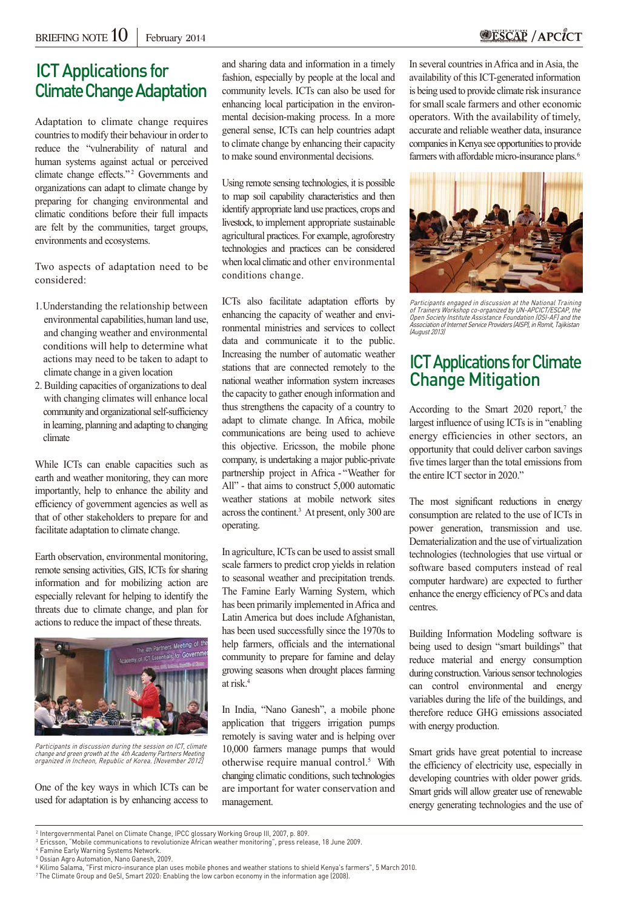## ICT Applications for Climate Change Adaptation

Adaptation to climate change requires countries to modify their behaviour in order to reduce the "vulnerability of natural and human systems against actual or perceived climate change effects."[2] Governments and organizations can adapt to climate change by preparing for changing environmental and climatic conditions before their full impacts are felt by the communities, target groups, environments and ecosystems.

Two aspects of adaptation need to be considered:

1. Understanding the relationship between environmental capabilities, human land use, and changing weather and environmental conditions will help to determine what actions may need to be taken to adapt to climate change in a given location
2. Building capacities of organizations to deal with changing climates will enhance local community and organizational self-sufficiency in learning, planning and adapting to changing climate

While ICTs can enable capacities such as earth and weather monitoring, they can more importantly, help to enhance the ability and efficiency of government agencies as well as that of other stakeholders to prepare for and facilitate adaptation to climate change.

Earth observation, environmental monitoring, remote sensing activities, GIS, ICTs for sharing information and for mobilizing action are especially relevant for helping to identify the threats due to climate change, and plan for actions to reduce the impact of these threats.

*Participants in discussion during the session on ICT, climate change and green growth at the 4th Academy Partners Meeting organized in Incheon, Republic of Korea. (November 2012)*

One of the key ways in which ICTs can be used for adaptation is by enhancing access to and sharing data and information in a timely fashion, especially by people at the local and community levels. ICTs can also be used for enhancing local participation in the environmental decision-making process. In a more general sense, ICTs can help countries adapt to climate change by enhancing their capacity to make sound environmental decisions.

Using remote sensing technologies, it is possible to map soil capability characteristics and then identify appropriate land use practices, crops and livestock, to implement appropriate sustainable agricultural practices. For example, agroforestry technologies and practices can be considered when local climatic and other environmental conditions change.

ICTs also facilitate adaptation efforts by enhancing the capacity of weather and environmental ministries and services to collect data and communicate it to the public. Increasing the number of automatic weather stations that are connected remotely to the national weather information system increases the capacity to gather enough information and thus strengthens the capacity of a country to adapt to climate change. In Africa, mobile communications are being used to achieve this objective. Ericsson, the mobile phone company, is undertaking a major public-private partnership project in Africa - "Weather for All" - that aims to construct 5,000 automatic weather stations at mobile network sites across the continent.[3] At present, only 300 are operating.

In agriculture, ICTs can be used to assist small scale farmers to predict crop yields in relation to seasonal weather and precipitation trends. The Famine Early Warning System, which has been primarily implemented in Africa and Latin America but does include Afghanistan, has been used successfully since the 1970s to help farmers, officials and the international community to prepare for famine and delay growing seasons when drought places farming at risk.[4]

In India, "Nano Ganesh", a mobile phone application that triggers irrigation pumps remotely is saving water and is helping over 10,000 farmers manage pumps that would otherwise require manual control.[5] With changing climatic conditions, such technologies are important for water conservation and management.

In several countries in Africa and in Asia, the availability of this ICT-generated information is being used to provide climate risk insurance for small scale farmers and other economic operators. With the availability of timely, accurate and reliable weather data, insurance companies in Kenya see opportunities to provide farmers with affordable micro-insurance plans.[6]

*Participants engaged in discussion at the National Training of Trainers Workshop co-organized by UN-APCICT/ESCAP, the Open Society Institute Assistance Foundation (OSI-AF) and the Association of Internet Service Providers (AISP), in Romit, Tajikistan (August 2013)*

## ICT Applications for Climate Change Mitigation

According to the Smart 2020 report,[7] the largest influence of using ICTs is in "enabling energy efficiencies in other sectors, an opportunity that could deliver carbon savings five times larger than the total emissions from the entire ICT sector in 2020."

The most significant reductions in energy consumption are related to the use of ICTs in power generation, transmission and use. Dematerialization and the use of virtualization technologies (technologies that use virtual or software based computers instead of real computer hardware) are expected to further enhance the energy efficiency of PCs and data centres.

Building Information Modeling software is being used to design "smart buildings" that reduce material and energy consumption during construction. Various sensor technologies can control environmental and energy variables during the life of the buildings, and therefore reduce GHG emissions associated with energy production.

Smart grids have great potential to increase the efficiency of electricity use, especially in developing countries with older power grids. Smart grids will allow greater use of renewable energy generating technologies and the use of

---

[2] Intergovernmental Panel on Climate Change, IPCC glossary Working Group III, 2007, p. 809.
[3] Ericsson, "Mobile communications to revolutionize African weather monitoring", press release, 18 June 2009.
[4] Famine Early Warning Systems Network.
[5] Ossian Agro Automation, Nano Ganesh, 2009.
[6] Kilimo Salama, "First micro-insurance plan uses mobile phones and weather stations to shield Kenya's farmers", 5 March 2010.
[7] The Climate Group and GeSI, Smart 2020: Enabling the low carbon economy in the information age (2008).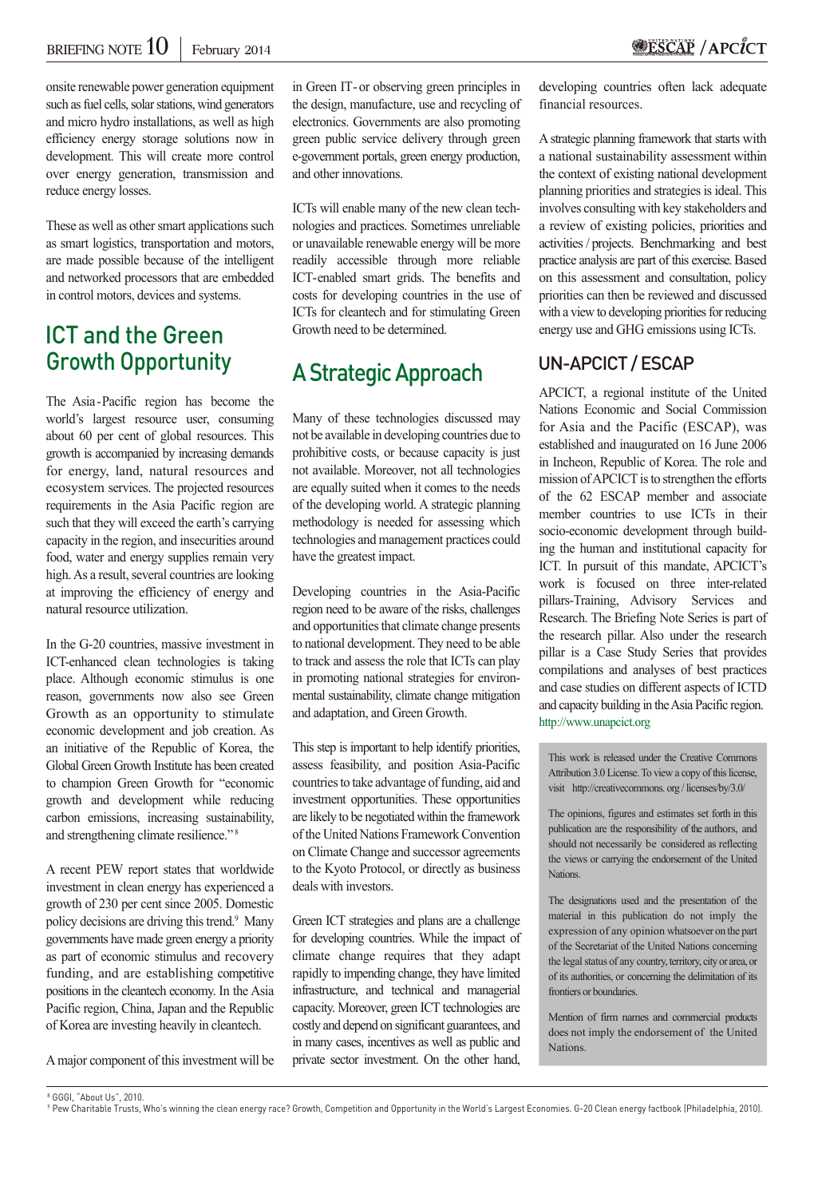onsite renewable power generation equipment such as fuel cells, solar stations, wind generators and micro hydro installations, as well as high efficiency energy storage solutions now in development. This will create more control over energy generation, transmission and reduce energy losses.

These as well as other smart applications such as smart logistics, transportation and motors, are made possible because of the intelligent and networked processors that are embedded in control motors, devices and systems.

## ICT and the Green Growth Opportunity

The Asia-Pacific region has become the world's largest resource user, consuming about 60 per cent of global resources. This growth is accompanied by increasing demands for energy, land, natural resources and ecosystem services. The projected resources requirements in the Asia Pacific region are such that they will exceed the earth's carrying capacity in the region, and insecurities around food, water and energy supplies remain very high. As a result, several countries are looking at improving the efficiency of energy and natural resource utilization.

In the G-20 countries, massive investment in ICT-enhanced clean technologies is taking place. Although economic stimulus is one reason, governments now also see Green Growth as an opportunity to stimulate economic development and job creation. As an initiative of the Republic of Korea, the Global Green Growth Institute has been created to champion Green Growth for "economic growth and development while reducing carbon emissions, increasing sustainability, and strengthening climate resilience."[8]

A recent PEW report states that worldwide investment in clean energy has experienced a growth of 230 per cent since 2005. Domestic policy decisions are driving this trend.[9] Many governments have made green energy a priority as part of economic stimulus and recovery funding, and are establishing competitive positions in the cleantech economy. In the Asia Pacific region, China, Japan and the Republic of Korea are investing heavily in cleantech.

A major component of this investment will be in Green IT - or observing green principles in the design, manufacture, use and recycling of electronics. Governments are also promoting green public service delivery through green e-government portals, green energy production, and other innovations.

ICTs will enable many of the new clean technologies and practices. Sometimes unreliable or unavailable renewable energy will be more readily accessible through more reliable ICT-enabled smart grids. The benefits and costs for developing countries in the use of ICTs for cleantech and for stimulating Green Growth need to be determined.

## A Strategic Approach

Many of these technologies discussed may not be available in developing countries due to prohibitive costs, or because capacity is just not available. Moreover, not all technologies are equally suited when it comes to the needs of the developing world. A strategic planning methodology is needed for assessing which technologies and management practices could have the greatest impact.

Developing countries in the Asia-Pacific region need to be aware of the risks, challenges and opportunities that climate change presents to national development. They need to be able to track and assess the role that ICTs can play in promoting national strategies for environmental sustainability, climate change mitigation and adaptation, and Green Growth.

This step is important to help identify priorities, assess feasibility, and position Asia-Pacific countries to take advantage of funding, aid and investment opportunities. These opportunities are likely to be negotiated within the framework of the United Nations Framework Convention on Climate Change and successor agreements to the Kyoto Protocol, or directly as business deals with investors.

Green ICT strategies and plans are a challenge for developing countries. While the impact of climate change requires that they adapt rapidly to impending change, they have limited infrastructure, and technical and managerial capacity. Moreover, green ICT technologies are costly and depend on significant guarantees, and in many cases, incentives as well as public and private sector investment. On the other hand, developing countries often lack adequate financial resources.

A strategic planning framework that starts with a national sustainability assessment within the context of existing national development planning priorities and strategies is ideal. This involves consulting with key stakeholders and a review of existing policies, priorities and activities / projects. Benchmarking and best practice analysis are part of this exercise. Based on this assessment and consultation, policy priorities can then be reviewed and discussed with a view to developing priorities for reducing energy use and GHG emissions using ICTs.

## UN-APCICT / ESCAP

APCICT, a regional institute of the United Nations Economic and Social Commission for Asia and the Pacific (ESCAP), was established and inaugurated on 16 June 2006 in Incheon, Republic of Korea. The role and mission of APCICT is to strengthen the efforts of the 62 ESCAP member and associate member countries to use ICTs in their socio-economic development through building the human and institutional capacity for ICT. In pursuit of this mandate, APCICT's work is focused on three inter-related pillars-Training, Advisory Services and Research. The Briefing Note Series is part of the research pillar. Also under the research pillar is a Case Study Series that provides compilations and analyses of best practices and case studies on different aspects of ICTD and capacity building in the Asia Pacific region.
http://www.unapcict.org

This work is released under the Creative Commons Attribution 3.0 License. To view a copy of this license, visit http://creativecommons.org/licenses/by/3.0/

The opinions, figures and estimates set forth in this publication are the responsibility of the authors, and should not necessarily be considered as reflecting the views or carrying the endorsement of the United Nations.

The designations used and the presentation of the material in this publication do not imply the expression of any opinion whatsoever on the part of the Secretariat of the United Nations concerning the legal status of any country, territory, city or area, or of its authorities, or concerning the delimitation of its frontiers or boundaries.

Mention of firm names and commercial products does not imply the endorsement of the United Nations.

---

[8] GGGI, "About Us", 2010.

[9] Pew Charitable Trusts, Who's winning the clean energy race? Growth, Competition and Opportunity in the World's Largest Economies. G-20 Clean energy factbook (Philadelphia, 2010).